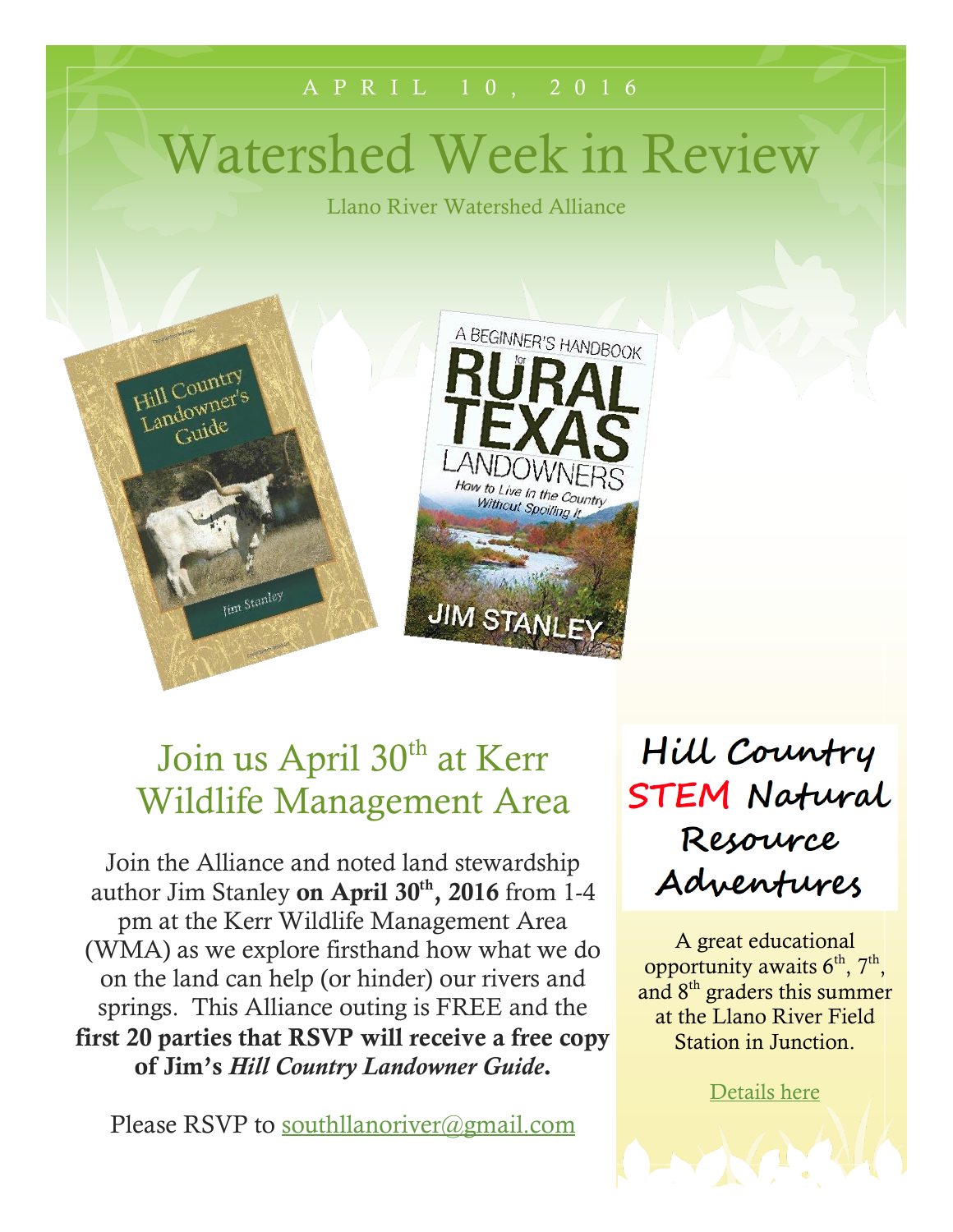APRIL 10, 2016

# Watershed Week in Review

Llano River Watershed Alliance

## Join us April 30th at Kerr Wildlife Management Area

Join the Alliance and noted land stewardship author Jim Stanley **on April 30th, 2016** from 1-4 pm at the Kerr Wildlife Management Area (WMA) as we explore firsthand how what we do on the land can help (or hinder) our rivers and springs. This Alliance outing is FREE and the **first 20 parties that RSVP will receive a free copy of Jim's *Hill Country Landowner Guide*.**

Please RSVP to southllanoriver@gmail.com

## Hill Country STEM Natural Resource Adventures

A great educational opportunity awaits 6th, 7th, and 8th graders this summer at the Llano River Field Station in Junction.

Details here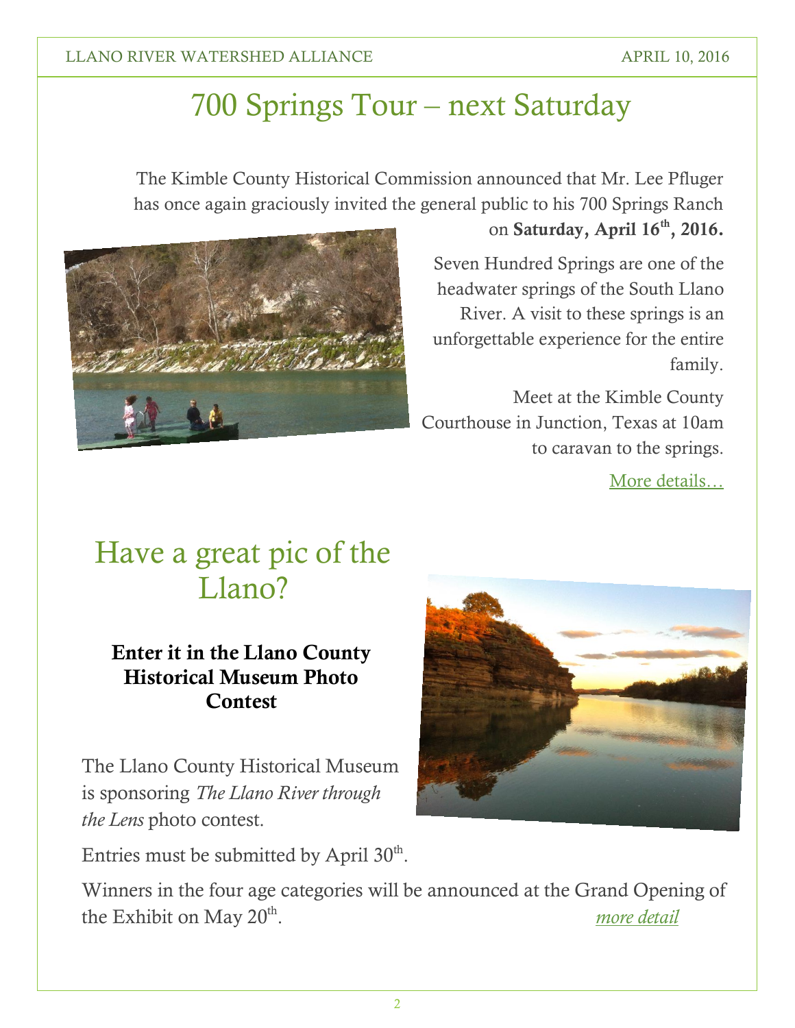# 700 Springs Tour – next Saturday

The Kimble County Historical Commission announced that Mr. Lee Pfluger has once again graciously invited the general public to his 700 Springs Ranch on **Saturday, April 16th, 2016.**

Seven Hundred Springs are one of the headwater springs of the South Llano River. A visit to these springs is an unforgettable experience for the entire family.

Meet at the Kimble County Courthouse in Junction, Texas at 10am to caravan to the springs.

More details…

# Have a great pic of the Llano?

### Enter it in the Llano County Historical Museum Photo Contest

The Llano County Historical Museum is sponsoring *The Llano River through the Lens* photo contest.

Entries must be submitted by April 30th.

Winners in the four age categories will be announced at the Grand Opening of the Exhibit on May 20th.

*more detail*